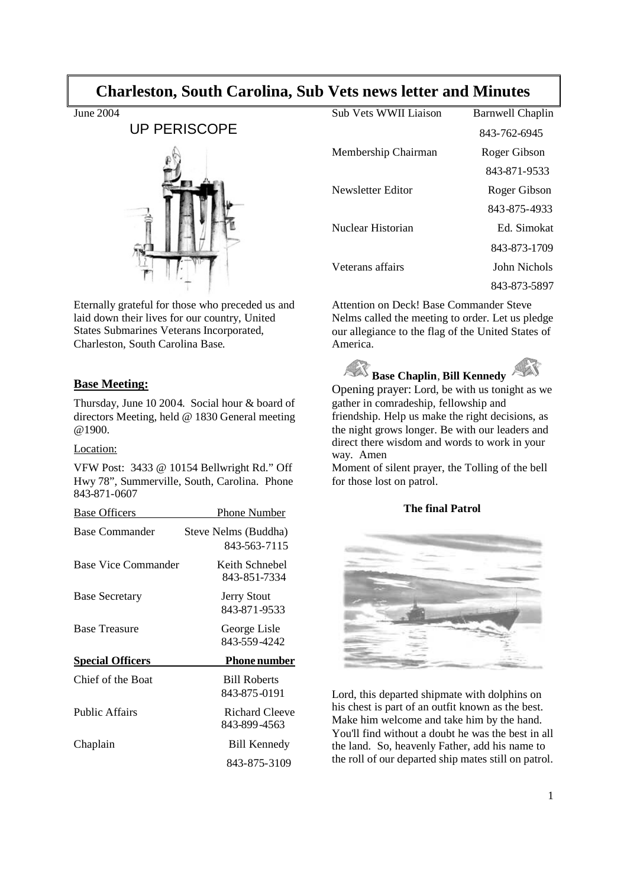# Charleston, South Carolina, Sub Vets news letter and Minutes

June 2004

## UP PERISCOPE

Eternally grateful for those who preceded us and laid down their lives for our country, United States Submarines Veterans Incorporated, Charleston, South Carolina Base.

### Base Meeting:

Thursday, June 10 2004. Social hour & board of directors Meeting, held @ 1830 General meeting @1900.

Location:

VFW Post: 3433 @ 10154 Bellwright Rd." Off Hwy 78", Summerville, South, Carolina. Phone 843-871-0607

| Base Officers | Phone Number |
|---|---|
| Base Commander | Steve Nelms (Buddha) 843-563-7115 |
| Base Vice Commander | Keith Schnebel 843-851-7334 |
| Base Secretary | Jerry Stout 843-871-9533 |
| Base Treasure | George Lisle 843-559-4242 |
| **Special Officers** | **Phone number** |
| Chief of the Boat | Bill Roberts 843-875-0191 |
| Public Affairs | Richard Cleeve 843-899-4563 |
| Chaplain | Bill Kennedy 843-875-3109 |
| Sub Vets WWII Liaison | Barnwell Chaplin 843-762-6945 |
| Membership Chairman | Roger Gibson 843-871-9533 |
| Newsletter Editor | Roger Gibson 843-875-4933 |
| Nuclear Historian | Ed. Simokat 843-873-1709 |
| Veterans affairs | John Nichols 843-873-5897 |

Attention on Deck! Base Commander Steve Nelms called the meeting to order. Let us pledge our allegiance to the flag of the United States of America.

**Base Chaplin**, **Bill Kennedy**

Opening prayer: Lord, be with us tonight as we gather in comradeship, fellowship and friendship. Help us make the right decisions, as the night grows longer. Be with our leaders and direct there wisdom and words to work in your way. Amen

Moment of silent prayer, the Tolling of the bell for those lost on patrol.

**The final Patrol**

Lord, this departed shipmate with dolphins on his chest is part of an outfit known as the best. Make him welcome and take him by the hand. You'll find without a doubt he was the best in all the land. So, heavenly Father, add his name to the roll of our departed ship mates still on patrol.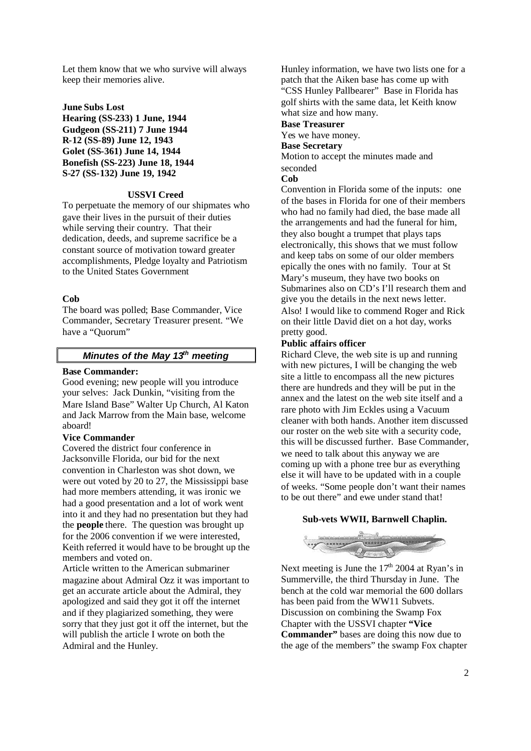Let them know that we who survive will always keep their memories alive.

**June Subs Lost**
**Hearing (SS-233) 1 June, 1944**
**Gudgeon (SS-211) 7 June 1944**
**R-12 (SS-89) June 12, 1943**
**Golet (SS-361) June 14, 1944**
**Bonefish (SS-223) June 18, 1944**
**S-27 (SS-132) June 19, 1942**

**USSVI Creed**

To perpetuate the memory of our shipmates who gave their lives in the pursuit of their duties while serving their country. That their dedication, deeds, and supreme sacrifice be a constant source of motivation toward greater accomplishments, Pledge loyalty and Patriotism to the United States Government

**Cob**

The board was polled; Base Commander, Vice Commander, Secretary Treasurer present. "We have a "Quorum"

## *Minutes of the May 13th meeting*

**Base Commander:**

Good evening; new people will you introduce your selves: Jack Dunkin, "visiting from the Mare Island Base" Walter Up Church, Al Katon and Jack Marrow from the Main base, welcome aboard!

**Vice Commander**

Covered the district four conference in Jacksonville Florida, our bid for the next convention in Charleston was shot down, we were out voted by 20 to 27, the Mississippi base had more members attending, it was ironic we had a good presentation and a lot of work went into it and they had no presentation but they had the **people** there. The question was brought up for the 2006 convention if we were interested, Keith referred it would have to be brought up the members and voted on.

Article written to the American submariner magazine about Admiral Ozz it was important to get an accurate article about the Admiral, they apologized and said they got it off the internet and if they plagiarized something, they were sorry that they just got it off the internet, but the will publish the article I wrote on both the Admiral and the Hunley.

Hunley information, we have two lists one for a patch that the Aiken base has come up with "CSS Hunley Pallbearer" Base in Florida has golf shirts with the same data, let Keith know what size and how many.

**Base Treasurer**

Yes we have money.

**Base Secretary**

Motion to accept the minutes made and seconded

**Cob**

Convention in Florida some of the inputs: one of the bases in Florida for one of their members who had no family had died, the base made all the arrangements and had the funeral for him, they also bought a trumpet that plays taps electronically, this shows that we must follow and keep tabs on some of our older members epically the ones with no family. Tour at St Mary's museum, they have two books on Submarines also on CD's I'll research them and give you the details in the next news letter. Also! I would like to commend Roger and Rick on their little David diet on a hot day, works pretty good.

**Public affairs officer**

Richard Cleve, the web site is up and running with new pictures, I will be changing the web site a little to encompass all the new pictures there are hundreds and they will be put in the annex and the latest on the web site itself and a rare photo with Jim Eckles using a Vacuum cleaner with both hands. Another item discussed our roster on the web site with a security code, this will be discussed further. Base Commander, we need to talk about this anyway we are coming up with a phone tree bur as everything else it will have to be updated with in a couple of weeks. "Some people don't want their names to be out there" and ewe under stand that!

**Sub-vets WWII, Barnwell Chaplin.**

Next meeting is June the 17th 2004 at Ryan's in Summerville, the third Thursday in June. The bench at the cold war memorial the 600 dollars has been paid from the WW11 Subvets. Discussion on combining the Swamp Fox Chapter with the USSVI chapter **"Vice Commander"** bases are doing this now due to the age of the members" the swamp Fox chapter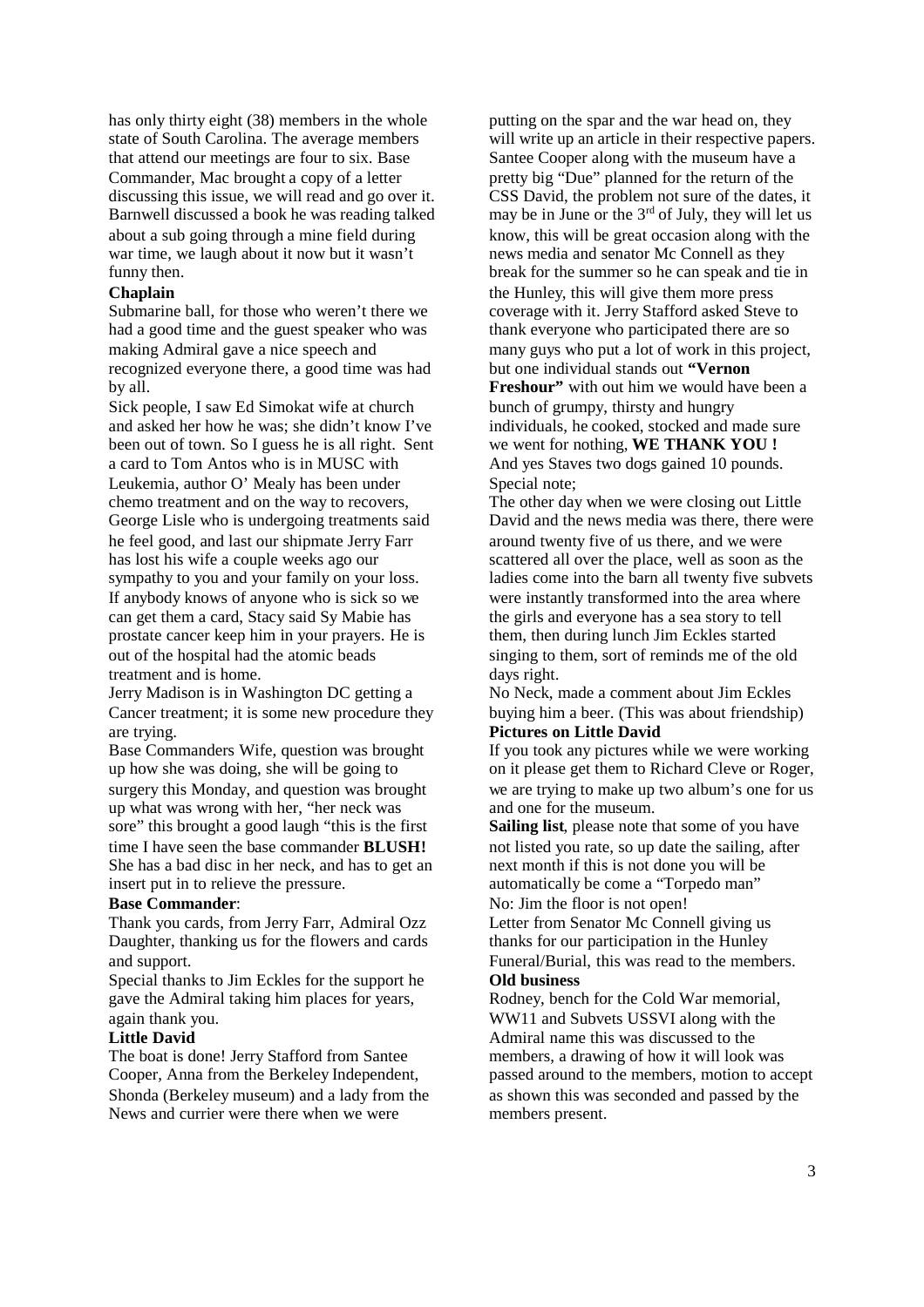has only thirty eight (38) members in the whole state of South Carolina. The average members that attend our meetings are four to six. Base Commander, Mac brought a copy of a letter discussing this issue, we will read and go over it. Barnwell discussed a book he was reading talked about a sub going through a mine field during war time, we laugh about it now but it wasn't funny then.

**Chaplain**

Submarine ball, for those who weren't there we had a good time and the guest speaker who was making Admiral gave a nice speech and recognized everyone there, a good time was had by all.

Sick people, I saw Ed Simokat wife at church and asked her how he was; she didn't know I've been out of town. So I guess he is all right. Sent a card to Tom Antos who is in MUSC with Leukemia, author O' Mealy has been under chemo treatment and on the way to recovers, George Lisle who is undergoing treatments said he feel good, and last our shipmate Jerry Farr has lost his wife a couple weeks ago our sympathy to you and your family on your loss. If anybody knows of anyone who is sick so we can get them a card, Stacy said Sy Mabie has prostate cancer keep him in your prayers. He is out of the hospital had the atomic beads treatment and is home.

Jerry Madison is in Washington DC getting a Cancer treatment; it is some new procedure they are trying.

Base Commanders Wife, question was brought up how she was doing, she will be going to surgery this Monday, and question was brought up what was wrong with her, "her neck was sore" this brought a good laugh "this is the first time I have seen the base commander **BLUSH!** She has a bad disc in her neck, and has to get an insert put in to relieve the pressure.

**Base Commander**:

Thank you cards, from Jerry Farr, Admiral Ozz Daughter, thanking us for the flowers and cards and support.

Special thanks to Jim Eckles for the support he gave the Admiral taking him places for years, again thank you.

**Little David**

The boat is done! Jerry Stafford from Santee Cooper, Anna from the Berkeley Independent, Shonda (Berkeley museum) and a lady from the News and currier were there when we were putting on the spar and the war head on, they will write up an article in their respective papers. Santee Cooper along with the museum have a pretty big "Due" planned for the return of the CSS David, the problem not sure of the dates, it may be in June or the 3rd of July, they will let us know, this will be great occasion along with the news media and senator Mc Connell as they break for the summer so he can speak and tie in the Hunley, this will give them more press coverage with it. Jerry Stafford asked Steve to thank everyone who participated there are so many guys who put a lot of work in this project, but one individual stands out **"Vernon Freshour"** with out him we would have been a bunch of grumpy, thirsty and hungry individuals, he cooked, stocked and made sure we went for nothing, **WE THANK YOU !** And yes Staves two dogs gained 10 pounds.

Special note;

The other day when we were closing out Little David and the news media was there, there were around twenty five of us there, and we were scattered all over the place, well as soon as the ladies come into the barn all twenty five subvets were instantly transformed into the area where the girls and everyone has a sea story to tell them, then during lunch Jim Eckles started singing to them, sort of reminds me of the old days right.

No Neck, made a comment about Jim Eckles buying him a beer. (This was about friendship)

**Pictures on Little David**

If you took any pictures while we were working on it please get them to Richard Cleve or Roger, we are trying to make up two album's one for us and one for the museum.

**Sailing list**, please note that some of you have not listed you rate, so up date the sailing, after next month if this is not done you will be automatically be come a "Torpedo man"

No: Jim the floor is not open!

Letter from Senator Mc Connell giving us thanks for our participation in the Hunley Funeral/Burial, this was read to the members.

**Old business**

Rodney, bench for the Cold War memorial, WW11 and Subvets USSVI along with the Admiral name this was discussed to the members, a drawing of how it will look was passed around to the members, motion to accept as shown this was seconded and passed by the members present.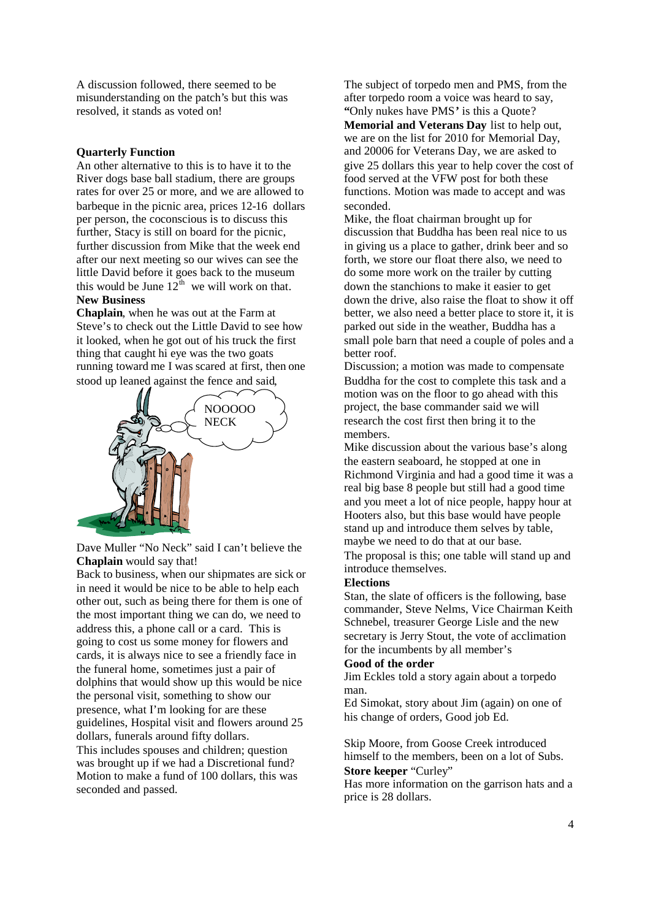A discussion followed, there seemed to be misunderstanding on the patch's but this was resolved, it stands as voted on!

**Quarterly Function**

An other alternative to this is to have it to the River dogs base ball stadium, there are groups rates for over 25 or more, and we are allowed to barbeque in the picnic area, prices 12-16 dollars per person, the coconscious is to discuss this further, Stacy is still on board for the picnic, further discussion from Mike that the week end after our next meeting so our wives can see the little David before it goes back to the museum this would be June 12th we will work on that.

**New Business**

**Chaplain**, when he was out at the Farm at Steve's to check out the Little David to see how it looked, when he got out of his truck the first thing that caught hi eye was the two goats running toward me I was scared at first, then one stood up leaned against the fence and said,

NOOOOO NECK

Dave Muller "No Neck" said I can't believe the **Chaplain** would say that!

Back to business, when our shipmates are sick or in need it would be nice to be able to help each other out, such as being there for them is one of the most important thing we can do, we need to address this, a phone call or a card. This is going to cost us some money for flowers and cards, it is always nice to see a friendly face in the funeral home, sometimes just a pair of dolphins that would show up this would be nice the personal visit, something to show our presence, what I'm looking for are these guidelines, Hospital visit and flowers around 25 dollars, funerals around fifty dollars.

This includes spouses and children; question was brought up if we had a Discretional fund? Motion to make a fund of 100 dollars, this was seconded and passed.

The subject of torpedo men and PMS, from the after torpedo room a voice was heard to say, "Only nukes have PMS' is this a Quote?

**Memorial and Veterans Day** list to help out, we are on the list for 2010 for Memorial Day, and 20006 for Veterans Day, we are asked to give 25 dollars this year to help cover the cost of food served at the VFW post for both these functions. Motion was made to accept and was seconded.

Mike, the float chairman brought up for discussion that Buddha has been real nice to us in giving us a place to gather, drink beer and so forth, we store our float there also, we need to do some more work on the trailer by cutting down the stanchions to make it easier to get down the drive, also raise the float to show it off better, we also need a better place to store it, it is parked out side in the weather, Buddha has a small pole barn that need a couple of poles and a better roof.

Discussion; a motion was made to compensate Buddha for the cost to complete this task and a motion was on the floor to go ahead with this project, the base commander said we will research the cost first then bring it to the members.

Mike discussion about the various base's along the eastern seaboard, he stopped at one in Richmond Virginia and had a good time it was a real big base 8 people but still had a good time and you meet a lot of nice people, happy hour at Hooters also, but this base would have people stand up and introduce them selves by table, maybe we need to do that at our base.

The proposal is this; one table will stand up and introduce themselves.

**Elections**

Stan, the slate of officers is the following, base commander, Steve Nelms, Vice Chairman Keith Schnebel, treasurer George Lisle and the new secretary is Jerry Stout, the vote of acclimation for the incumbents by all member's

**Good of the order**

Jim Eckles told a story again about a torpedo man.

Ed Simokat, story about Jim (again) on one of his change of orders, Good job Ed.

Skip Moore, from Goose Creek introduced himself to the members, been on a lot of Subs.

**Store keeper** "Curley"

Has more information on the garrison hats and a price is 28 dollars.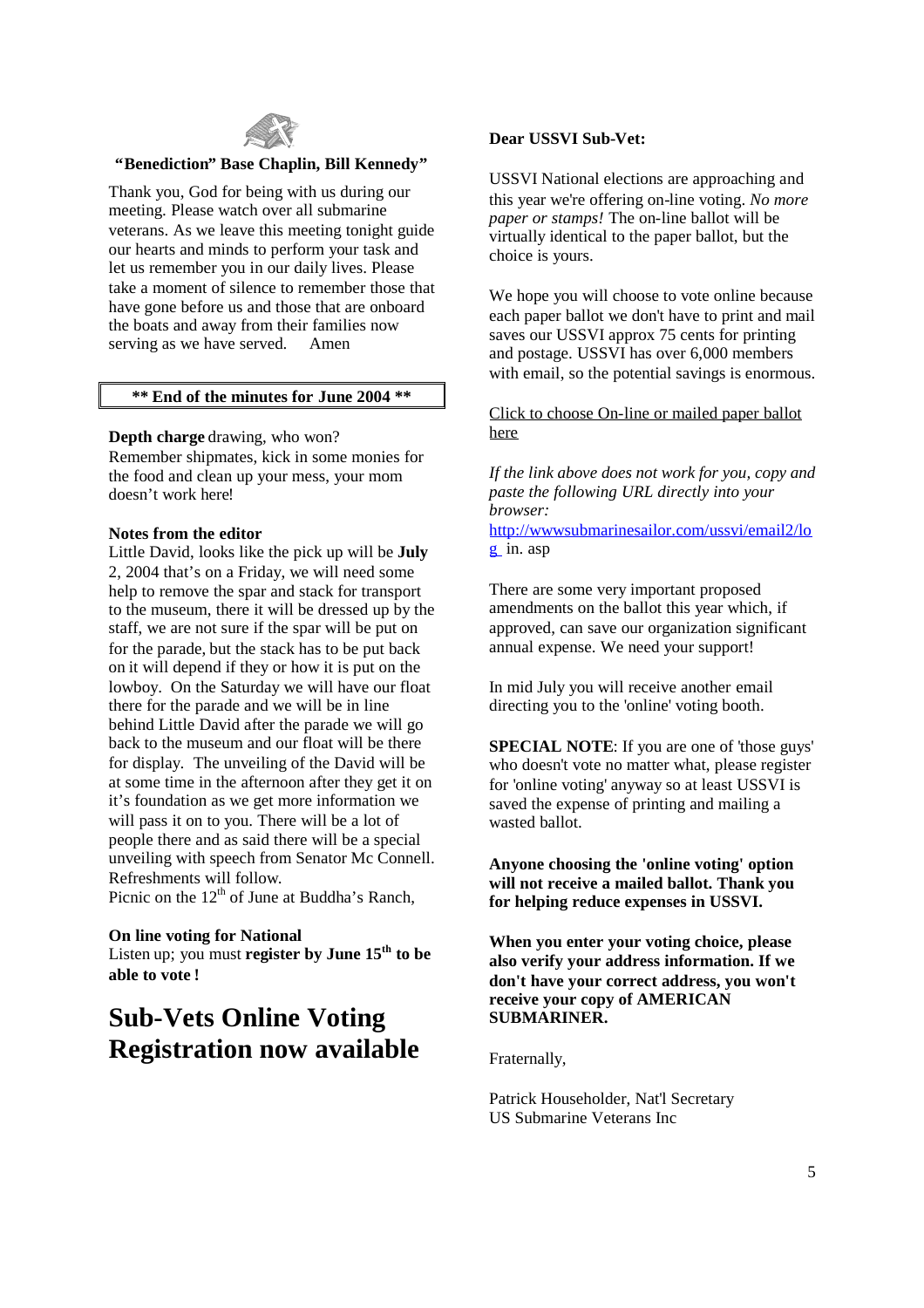**"Benediction" Base Chaplin, Bill Kennedy"**

Thank you, God for being with us during our meeting. Please watch over all submarine veterans. As we leave this meeting tonight guide our hearts and minds to perform your task and let us remember you in our daily lives. Please take a moment of silence to remember those that have gone before us and those that are onboard the boats and away from their families now serving as we have served. Amen

**** End of the minutes for June 2004 ****

**Depth charge** drawing, who won?
Remember shipmates, kick in some monies for the food and clean up your mess, your mom doesn't work here!

**Notes from the editor**
Little David, looks like the pick up will be **July** 2, 2004 that's on a Friday, we will need some help to remove the spar and stack for transport to the museum, there it will be dressed up by the staff, we are not sure if the spar will be put on for the parade, but the stack has to be put back on it will depend if they or how it is put on the lowboy. On the Saturday we will have our float there for the parade and we will be in line behind Little David after the parade we will go back to the museum and our float will be there for display. The unveiling of the David will be at some time in the afternoon after they get it on it's foundation as we get more information we will pass it on to you. There will be a lot of people there and as said there will be a special unveiling with speech from Senator Mc Connell. Refreshments will follow.
Picnic on the 12th of June at Buddha's Ranch,

**On line voting for National**
Listen up; you must **register by June 15th to be able to vote !**

# Sub-Vets Online Voting Registration now available

**Dear USSVI Sub-Vet:**

USSVI National elections are approaching and this year we're offering on-line voting. *No more paper or stamps!* The on-line ballot will be virtually identical to the paper ballot, but the choice is yours.

We hope you will choose to vote online because each paper ballot we don't have to print and mail saves our USSVI approx 75 cents for printing and postage. USSVI has over 6,000 members with email, so the potential savings is enormous.

Click to choose On-line or mailed paper ballot here

*If the link above does not work for you, copy and paste the following URL directly into your browser:*
http://wwwsubmarinesailor.com/ussvi/email2/log in. asp

There are some very important proposed amendments on the ballot this year which, if approved, can save our organization significant annual expense. We need your support!

In mid July you will receive another email directing you to the 'online' voting booth.

**SPECIAL NOTE**: If you are one of 'those guys' who doesn't vote no matter what, please register for 'online voting' anyway so at least USSVI is saved the expense of printing and mailing a wasted ballot.

**Anyone choosing the 'online voting' option will not receive a mailed ballot. Thank you for helping reduce expenses in USSVI.**

**When you enter your voting choice, please also verify your address information. If we don't have your correct address, you won't receive your copy of AMERICAN SUBMARINER.**

Fraternally,

Patrick Householder, Nat'l Secretary
US Submarine Veterans Inc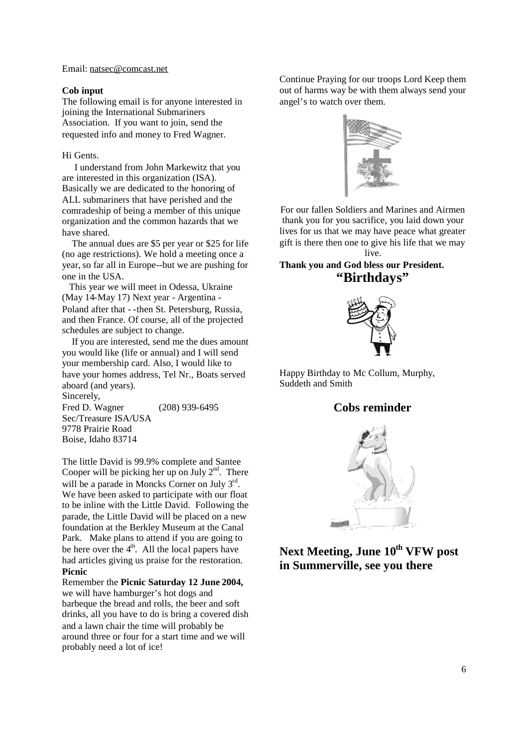Email: natsec@comcast.net

**Cob input**

The following email is for anyone interested in joining the International Submariners Association. If you want to join, send the requested info and money to Fred Wagner.

Hi Gents.

I understand from John Markewitz that you are interested in this organization (ISA). Basically we are dedicated to the honoring of ALL submariners that have perished and the comradeship of being a member of this unique organization and the common hazards that we have shared.

The annual dues are $5 per year or $25 for life (no age restrictions). We hold a meeting once a year, so far all in Europe--but we are pushing for one in the USA.

This year we will meet in Odessa, Ukraine (May 14-May 17) Next year - Argentina - Poland after that - -then St. Petersburg, Russia, and then France. Of course, all of the projected schedules are subject to change.

If you are interested, send me the dues amount you would like (life or annual) and I will send your membership card. Also, I would like to have your homes address, Tel Nr., Boats served aboard (and years).

Sincerely,
Fred D. Wagner (208) 939-6495
Sec/Treasure ISA/USA
9778 Prairie Road
Boise, Idaho 83714

The little David is 99.9% complete and Santee Cooper will be picking her up on July 2nd. There will be a parade in Moncks Corner on July 3rd. We have been asked to participate with our float to be inline with the Little David. Following the parade, the Little David will be placed on a new foundation at the Berkley Museum at the Canal Park. Make plans to attend if you are going to be here over the 4th. All the local papers have had articles giving us praise for the restoration.

**Picnic**

Remember the **Picnic Saturday 12 June 2004,** we will have hamburger's hot dogs and barbeque the bread and rolls, the beer and soft drinks, all you have to do is bring a covered dish and a lawn chair the time will probably be around three or four for a start time and we will probably need a lot of ice!

Continue Praying for our troops Lord Keep them out of harms way be with them always send your angel's to watch over them.

For our fallen Soldiers and Marines and Airmen thank you for you sacrifice, you laid down your lives for us that we may have peace what greater gift is there then one to give his life that we may live.

**Thank you and God bless our President.**

## "Birthdays"

Happy Birthday to Mc Collum, Murphy, Suddeth and Smith

## Cobs reminder

## Next Meeting, June 10th VFW post in Summerville, see you there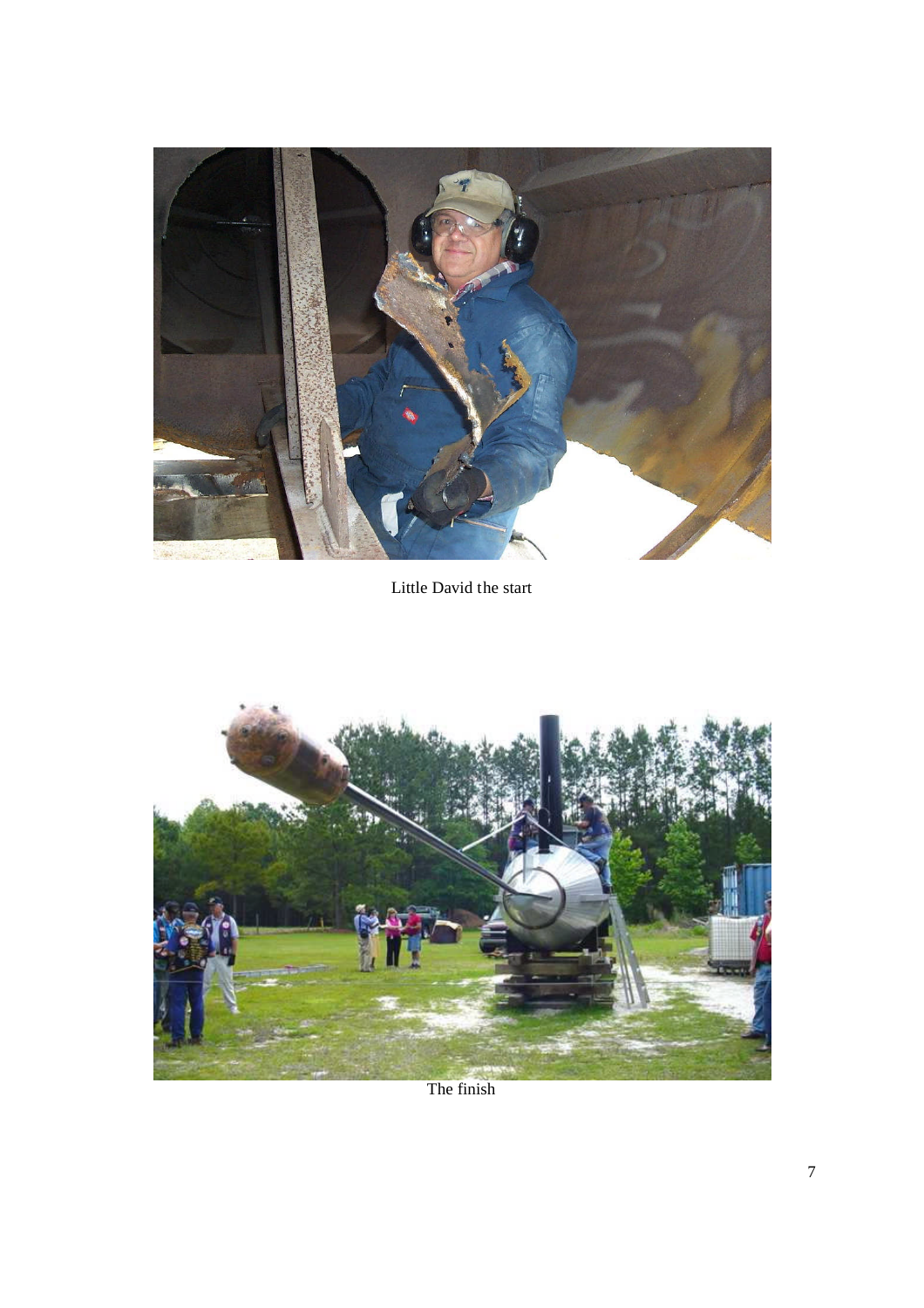Little David the start

The finish